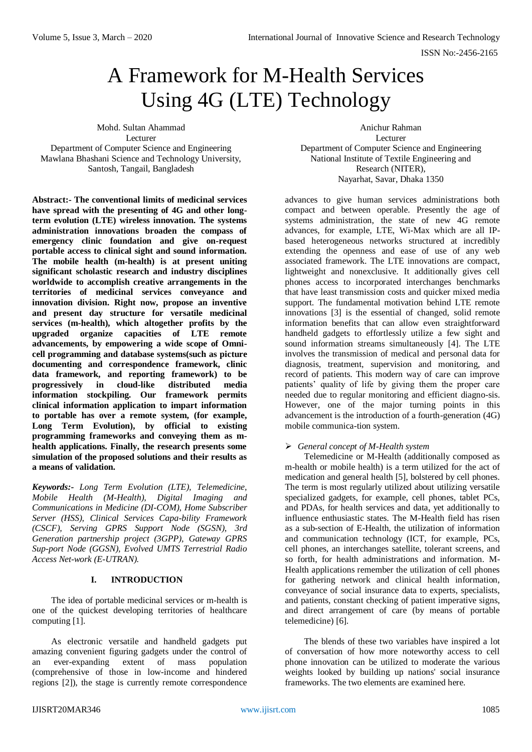# A Framework for M-Health Services Using 4G (LTE) Technology

Mohd. Sultan Ahammad
Lecturer
Department of Computer Science and Engineering
Mawlana Bhashani Science and Technology University,
Santosh, Tangail, Bangladesh

Anichur Rahman
Lecturer
Department of Computer Science and Engineering
National Institute of Textile Engineering and Research (NITER),
Nayarhat, Savar, Dhaka 1350

**Abstract:- The conventional limits of medicinal services have spread with the presenting of 4G and other long-term evolution (LTE) wireless innovation. The systems administration innovations broaden the compass of emergency clinic foundation and give on-request portable access to clinical sight and sound information. The mobile health (m-health) is at present uniting significant scholastic research and industry disciplines worldwide to accomplish creative arrangements in the territories of medicinal services conveyance and innovation division. Right now, propose an inventive and present day structure for versatile medicinal services (m-health), which altogether profits by the upgraded organize capacities of LTE remote advancements, by empowering a wide scope of Omni-cell programming and database systems(such as picture documenting and correspondence framework, clinic data framework, and reporting framework) to be progressively in cloud-like distributed media information stockpiling. Our framework permits clinical information application to impart information to portable has over a remote system, (for example, Long Term Evolution), by official to existing programming frameworks and conveying them as m-health applications. Finally, the research presents some simulation of the proposed solutions and their results as a means of validation.**

***Keywords:-*** *Long Term Evolution (LTE), Telemedicine, Mobile Health (M-Health), Digital Imaging and Communications in Medicine (DI-COM), Home Subscriber Server (HSS), Clinical Services Capa-bility Framework (CSCF), Serving GPRS Support Node (SGSN), 3rd Generation partnership project (3GPP), Gateway GPRS Sup-port Node (GGSN), Evolved UMTS Terrestrial Radio Access Net-work (E-UTRAN).*

## I. INTRODUCTION

The idea of portable medicinal services or m-health is one of the quickest developing territories of healthcare computing [1].

As electronic versatile and handheld gadgets put amazing convenient figuring gadgets under the control of an ever-expanding extent of mass population (comprehensive of those in low-income and hindered regions [2]), the stage is currently remote correspondence advances to give human services administrations both compact and between operable. Presently the age of systems administration, the state of new 4G remote advances, for example, LTE, Wi-Max which are all IP-based heterogeneous networks structured at incredibly extending the openness and ease of use of any web associated framework. The LTE innovations are compact, lightweight and nonexclusive. It additionally gives cell phones access to incorporated interchanges benchmarks that have least transmission costs and quicker mixed media support. The fundamental motivation behind LTE remote innovations [3] is the essential of changed, solid remote information benefits that can allow even straightforward handheld gadgets to effortlessly utilize a few sight and sound information streams simultaneously [4]. The LTE involves the transmission of medical and personal data for diagnosis, treatment, supervision and monitoring, and record of patients. This modern way of care can improve patients' quality of life by giving them the proper care needed due to regular monitoring and efficient diagno-sis. However, one of the major turning points in this advancement is the introduction of a fourth-generation (4G) mobile communica-tion system.

- *General concept of M-Health system*

Telemedicine or M-Health (additionally composed as m-health or mobile health) is a term utilized for the act of medication and general health [5], bolstered by cell phones. The term is most regularly utilized about utilizing versatile specialized gadgets, for example, cell phones, tablet PCs, and PDAs, for health services and data, yet additionally to influence enthusiastic states. The M-Health field has risen as a sub-section of E-Health, the utilization of information and communication technology (ICT, for example, PCs, cell phones, an interchanges satellite, tolerant screens, and so forth, for health administrations and information. M-Health applications remember the utilization of cell phones for gathering network and clinical health information, conveyance of social insurance data to experts, specialists, and patients, constant checking of patient imperative signs, and direct arrangement of care (by means of portable telemedicine) [6].

The blends of these two variables have inspired a lot of conversation of how more noteworthy access to cell phone innovation can be utilized to moderate the various weights looked by building up nations' social insurance frameworks. The two elements are examined here.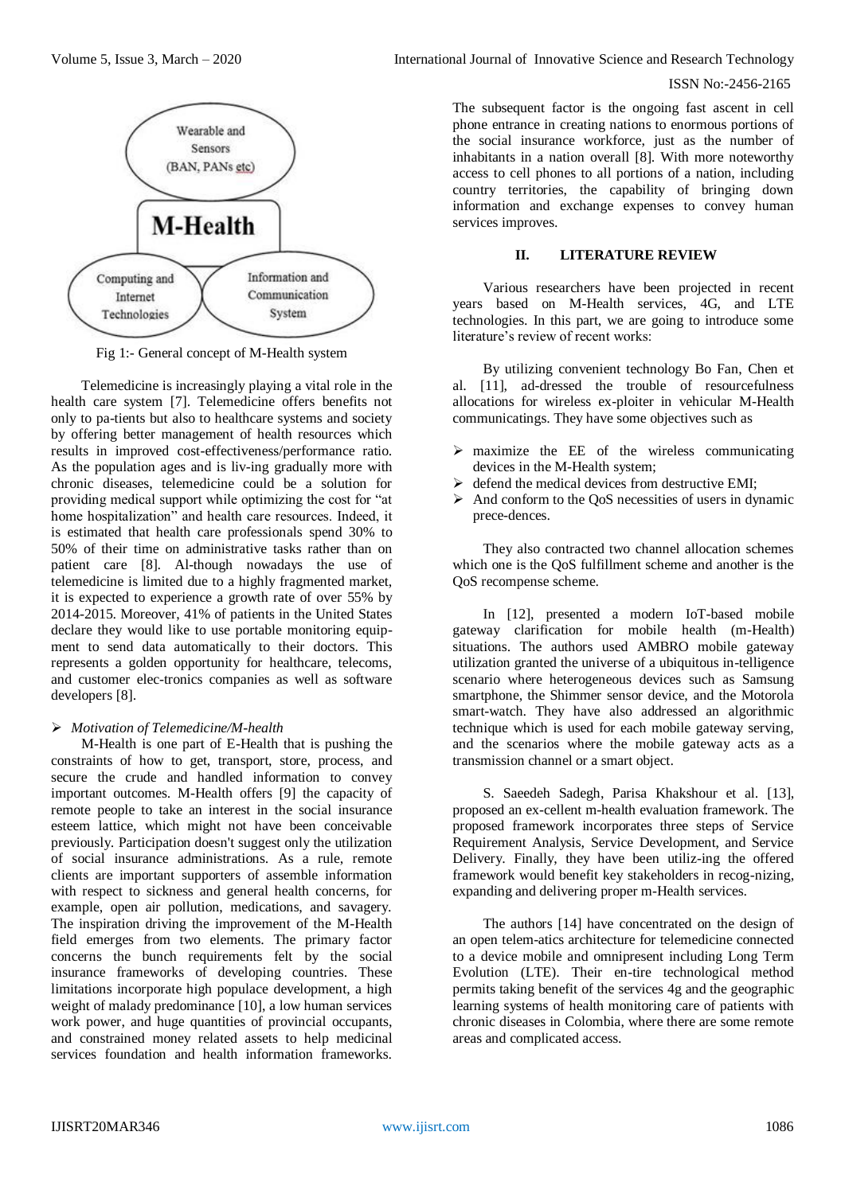Fig 1:- General concept of M-Health system

Telemedicine is increasingly playing a vital role in the health care system [7]. Telemedicine offers benefits not only to pa-tients but also to healthcare systems and society by offering better management of health resources which results in improved cost-effectiveness/performance ratio. As the population ages and is liv-ing gradually more with chronic diseases, telemedicine could be a solution for providing medical support while optimizing the cost for "at home hospitalization" and health care resources. Indeed, it is estimated that health care professionals spend 30% to 50% of their time on administrative tasks rather than on patient care [8]. Al-though nowadays the use of telemedicine is limited due to a highly fragmented market, it is expected to experience a growth rate of over 55% by 2014-2015. Moreover, 41% of patients in the United States declare they would like to use portable monitoring equip-ment to send data automatically to their doctors. This represents a golden opportunity for healthcare, telecoms, and customer elec-tronics companies as well as software developers [8].

- *Motivation of Telemedicine/M-health*

M-Health is one part of E-Health that is pushing the constraints of how to get, transport, store, process, and secure the crude and handled information to convey important outcomes. M-Health offers [9] the capacity of remote people to take an interest in the social insurance esteem lattice, which might not have been conceivable previously. Participation doesn't suggest only the utilization of social insurance administrations. As a rule, remote clients are important supporters of assemble information with respect to sickness and general health concerns, for example, open air pollution, medications, and savagery. The inspiration driving the improvement of the M-Health field emerges from two elements. The primary factor concerns the bunch requirements felt by the social insurance frameworks of developing countries. These limitations incorporate high populace development, a high weight of malady predominance [10], a low human services work power, and huge quantities of provincial occupants, and constrained money related assets to help medicinal services foundation and health information frameworks. The subsequent factor is the ongoing fast ascent in cell phone entrance in creating nations to enormous portions of the social insurance workforce, just as the number of inhabitants in a nation overall [8]. With more noteworthy access to cell phones to all portions of a nation, including country territories, the capability of bringing down information and exchange expenses to convey human services improves.

## II. LITERATURE REVIEW

Various researchers have been projected in recent years based on M-Health services, 4G, and LTE technologies. In this part, we are going to introduce some literature's review of recent works:

By utilizing convenient technology Bo Fan, Chen et al. [11], ad-dressed the trouble of resourcefulness allocations for wireless ex-ploiter in vehicular M-Health communicatings. They have some objectives such as

- maximize the EE of the wireless communicating devices in the M-Health system;
- defend the medical devices from destructive EMI;
- And conform to the QoS necessities of users in dynamic prece-dences.

They also contracted two channel allocation schemes which one is the QoS fulfillment scheme and another is the QoS recompense scheme.

In [12], presented a modern IoT-based mobile gateway clarification for mobile health (m-Health) situations. The authors used AMBRO mobile gateway utilization granted the universe of a ubiquitous in-telligence scenario where heterogeneous devices such as Samsung smartphone, the Shimmer sensor device, and the Motorola smart-watch. They have also addressed an algorithmic technique which is used for each mobile gateway serving, and the scenarios where the mobile gateway acts as a transmission channel or a smart object.

S. Saeedeh Sadegh, Parisa Khakshour et al. [13], proposed an ex-cellent m-health evaluation framework. The proposed framework incorporates three steps of Service Requirement Analysis, Service Development, and Service Delivery. Finally, they have been utiliz-ing the offered framework would benefit key stakeholders in recog-nizing, expanding and delivering proper m-Health services.

The authors [14] have concentrated on the design of an open telem-atics architecture for telemedicine connected to a device mobile and omnipresent including Long Term Evolution (LTE). Their en-tire technological method permits taking benefit of the services 4g and the geographic learning systems of health monitoring care of patients with chronic diseases in Colombia, where there are some remote areas and complicated access.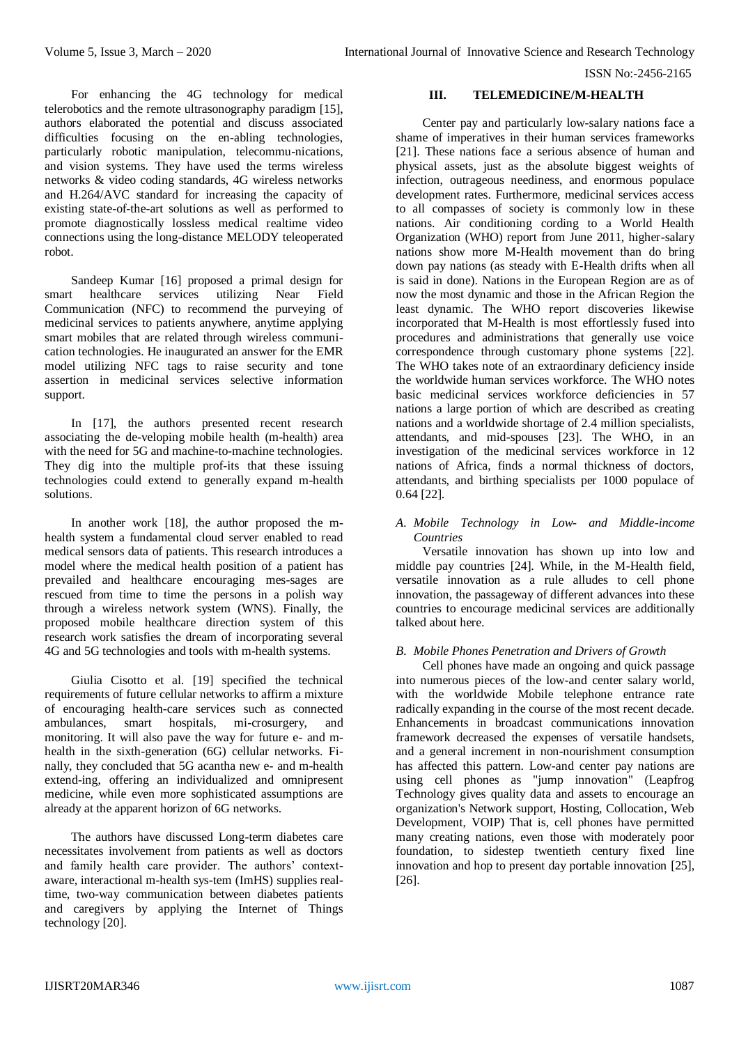For enhancing the 4G technology for medical telerobotics and the remote ultrasonography paradigm [15], authors elaborated the potential and discuss associated difficulties focusing on the en-abling technologies, particularly robotic manipulation, telecommu-nications, and vision systems. They have used the terms wireless networks & video coding standards, 4G wireless networks and H.264/AVC standard for increasing the capacity of existing state-of-the-art solutions as well as performed to promote diagnostically lossless medical realtime video connections using the long-distance MELODY teleoperated robot.

Sandeep Kumar [16] proposed a primal design for smart healthcare services utilizing Near Field Communication (NFC) to recommend the purveying of medicinal services to patients anywhere, anytime applying smart mobiles that are related through wireless communi-cation technologies. He inaugurated an answer for the EMR model utilizing NFC tags to raise security and tone assertion in medicinal services selective information support.

In [17], the authors presented recent research associating the de-veloping mobile health (m-health) area with the need for 5G and machine-to-machine technologies. They dig into the multiple prof-its that these issuing technologies could extend to generally expand m-health solutions.

In another work [18], the author proposed the m-health system a fundamental cloud server enabled to read medical sensors data of patients. This research introduces a model where the medical health position of a patient has prevailed and healthcare encouraging mes-sages are rescued from time to time the persons in a polish way through a wireless network system (WNS). Finally, the proposed mobile healthcare direction system of this research work satisfies the dream of incorporating several 4G and 5G technologies and tools with m-health systems.

Giulia Cisotto et al. [19] specified the technical requirements of future cellular networks to affirm a mixture of encouraging health-care services such as connected ambulances, smart hospitals, mi-crosurgery, and monitoring. It will also pave the way for future e- and m-health in the sixth-generation (6G) cellular networks. Fi-nally, they concluded that 5G acantha new e- and m-health extend-ing, offering an individualized and omnipresent medicine, while even more sophisticated assumptions are already at the apparent horizon of 6G networks.

The authors have discussed Long-term diabetes care necessitates involvement from patients as well as doctors and family health care provider. The authors' context-aware, interactional m-health sys-tem (ImHS) supplies real-time, two-way communication between diabetes patients and caregivers by applying the Internet of Things technology [20].

## III. TELEMEDICINE/M-HEALTH

Center pay and particularly low-salary nations face a shame of imperatives in their human services frameworks [21]. These nations face a serious absence of human and physical assets, just as the absolute biggest weights of infection, outrageous neediness, and enormous populace development rates. Furthermore, medicinal services access to all compasses of society is commonly low in these nations. Air conditioning cording to a World Health Organization (WHO) report from June 2011, higher-salary nations show more M-Health movement than do bring down pay nations (as steady with E-Health drifts when all is said in done). Nations in the European Region are as of now the most dynamic and those in the African Region the least dynamic. The WHO report discoveries likewise incorporated that M-Health is most effortlessly fused into procedures and administrations that generally use voice correspondence through customary phone systems [22]. The WHO takes note of an extraordinary deficiency inside the worldwide human services workforce. The WHO notes basic medicinal services workforce deficiencies in 57 nations a large portion of which are described as creating nations and a worldwide shortage of 2.4 million specialists, attendants, and mid-spouses [23]. The WHO, in an investigation of the medicinal services workforce in 12 nations of Africa, finds a normal thickness of doctors, attendants, and birthing specialists per 1000 populace of 0.64 [22].

### *A. Mobile Technology in Low- and Middle-income Countries*

Versatile innovation has shown up into low and middle pay countries [24]. While, in the M-Health field, versatile innovation as a rule alludes to cell phone innovation, the passageway of different advances into these countries to encourage medicinal services are additionally talked about here.

### *B. Mobile Phones Penetration and Drivers of Growth*

Cell phones have made an ongoing and quick passage into numerous pieces of the low-and center salary world, with the worldwide Mobile telephone entrance rate radically expanding in the course of the most recent decade. Enhancements in broadcast communications innovation framework decreased the expenses of versatile handsets, and a general increment in non-nourishment consumption has affected this pattern. Low-and center pay nations are using cell phones as "jump innovation" (Leapfrog Technology gives quality data and assets to encourage an organization's Network support, Hosting, Collocation, Web Development, VOIP) That is, cell phones have permitted many creating nations, even those with moderately poor foundation, to sidestep twentieth century fixed line innovation and hop to present day portable innovation [25], [26].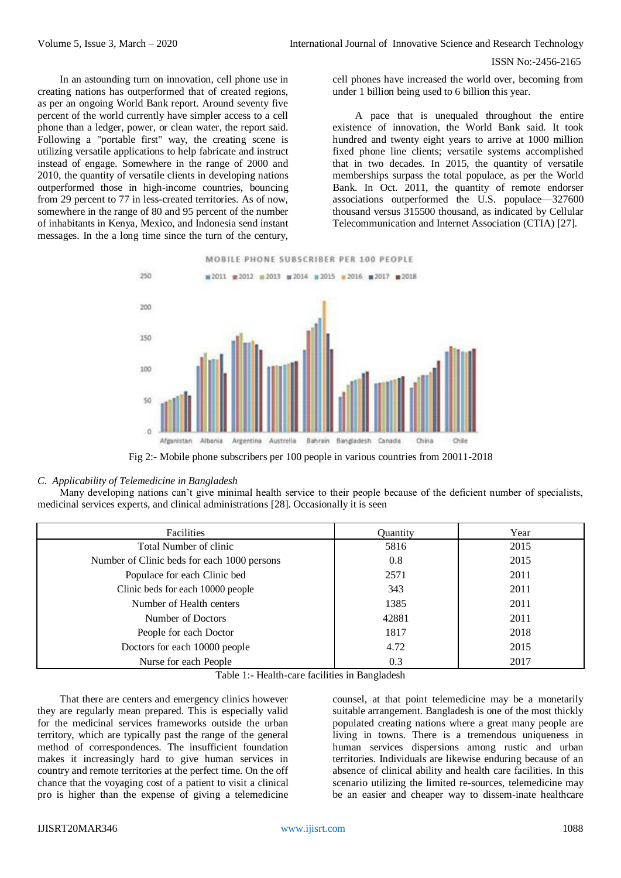In an astounding turn on innovation, cell phone use in creating nations has outperformed that of created regions, as per an ongoing World Bank report. Around seventy five percent of the world currently have simpler access to a cell phone than a ledger, power, or clean water, the report said. Following a "portable first" way, the creating scene is utilizing versatile applications to help fabricate and instruct instead of engage. Somewhere in the range of 2000 and 2010, the quantity of versatile clients in developing nations outperformed those in high-income countries, bouncing from 29 percent to 77 in less-created territories. As of now, somewhere in the range of 80 and 95 percent of the number of inhabitants in Kenya, Mexico, and Indonesia send instant messages. In the a long time since the turn of the century, cell phones have increased the world over, becoming from under 1 billion being used to 6 billion this year.

A pace that is unequaled throughout the entire existence of innovation, the World Bank said. It took hundred and twenty eight years to arrive at 1000 million fixed phone line clients; versatile systems accomplished that in two decades. In 2015, the quantity of versatile memberships surpass the total populace, as per the World Bank. In Oct. 2011, the quantity of remote endorser associations outperformed the U.S. populace—327600 thousand versus 315500 thousand, as indicated by Cellular Telecommunication and Internet Association (CTIA) [27].

Fig 2:- Mobile phone subscribers per 100 people in various countries from 20011-2018

### C. *Applicability of Telemedicine in Bangladesh*

Many developing nations can't give minimal health service to their people because of the deficient number of specialists, medicinal services experts, and clinical administrations [28]. Occasionally it is seen

| Facilities | Quantity | Year |
|---|---|---|
| Total Number of clinic | 5816 | 2015 |
| Number of Clinic beds for each 1000 persons | 0.8 | 2015 |
| Populace for each Clinic bed | 2571 | 2011 |
| Clinic beds for each 10000 people | 343 | 2011 |
| Number of Health centers | 1385 | 2011 |
| Number of Doctors | 42881 | 2011 |
| People for each Doctor | 1817 | 2018 |
| Doctors for each 10000 people | 4.72 | 2015 |
| Nurse for each People | 0.3 | 2017 |

Table 1:- Health-care facilities in Bangladesh

That there are centers and emergency clinics however they are regularly mean prepared. This is especially valid for the medicinal services frameworks outside the urban territory, which are typically past the range of the general method of correspondences. The insufficient foundation makes it increasingly hard to give human services in country and remote territories at the perfect time. On the off chance that the voyaging cost of a patient to visit a clinical pro is higher than the expense of giving a telemedicine counsel, at that point telemedicine may be a monetarily suitable arrangement. Bangladesh is one of the most thickly populated creating nations where a great many people are living in towns. There is a tremendous uniqueness in human services dispersions among rustic and urban territories. Individuals are likewise enduring because of an absence of clinical ability and health care facilities. In this scenario utilizing the limited re-sources, telemedicine may be an easier and cheaper way to dissem-inate healthcare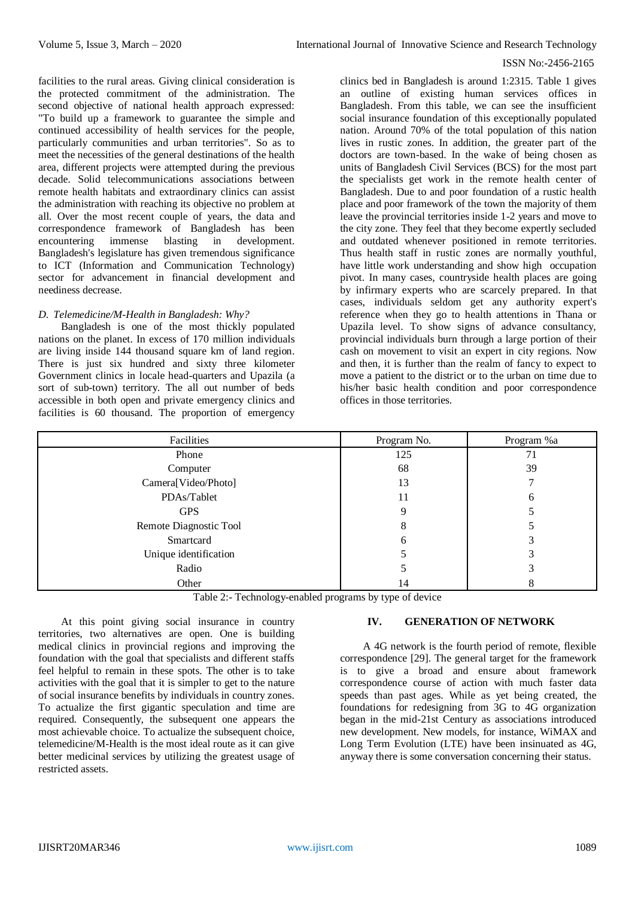facilities to the rural areas. Giving clinical consideration is the protected commitment of the administration. The second objective of national health approach expressed: "To build up a framework to guarantee the simple and continued accessibility of health services for the people, particularly communities and urban territories". So as to meet the necessities of the general destinations of the health area, different projects were attempted during the previous decade. Solid telecommunications associations between remote health habitats and extraordinary clinics can assist the administration with reaching its objective no problem at all. Over the most recent couple of years, the data and correspondence framework of Bangladesh has been encountering immense blasting in development. Bangladesh's legislature has given tremendous significance to ICT (Information and Communication Technology) sector for advancement in financial development and neediness decrease.

### *D. Telemedicine/M-Health in Bangladesh: Why?*

Bangladesh is one of the most thickly populated nations on the planet. In excess of 170 million individuals are living inside 144 thousand square km of land region. There is just six hundred and sixty three kilometer Government clinics in locale head-quarters and Upazila (a sort of sub-town) territory. The all out number of beds accessible in both open and private emergency clinics and facilities is 60 thousand. The proportion of emergency clinics bed in Bangladesh is around 1:2315. Table 1 gives an outline of existing human services offices in Bangladesh. From this table, we can see the insufficient social insurance foundation of this exceptionally populated nation. Around 70% of the total population of this nation lives in rustic zones. In addition, the greater part of the doctors are town-based. In the wake of being chosen as units of Bangladesh Civil Services (BCS) for the most part the specialists get work in the remote health center of Bangladesh. Due to and poor foundation of a rustic health place and poor framework of the town the majority of them leave the provincial territories inside 1-2 years and move to the city zone. They feel that they become expertly secluded and outdated whenever positioned in remote territories. Thus health staff in rustic zones are normally youthful, have little work understanding and show high occupation pivot. In many cases, countryside health places are going by infirmary experts who are scarcely prepared. In that cases, individuals seldom get any authority expert's reference when they go to health attentions in Thana or Upazila level. To show signs of advance consultancy, provincial individuals burn through a large portion of their cash on movement to visit an expert in city regions. Now and then, it is further than the realm of fancy to expect to move a patient to the district or to the urban on time due to his/her basic health condition and poor correspondence offices in those territories.

| Facilities | Program No. | Program %a |
|---|---|---|
| Phone | 125 | 71 |
| Computer | 68 | 39 |
| Camera[Video/Photo] | 13 | 7 |
| PDAs/Tablet | 11 | 6 |
| GPS | 9 | 5 |
| Remote Diagnostic Tool | 8 | 5 |
| Smartcard | 6 | 3 |
| Unique identification | 5 | 3 |
| Radio | 5 | 3 |
| Other | 14 | 8 |

Table 2:- Technology-enabled programs by type of device

At this point giving social insurance in country territories, two alternatives are open. One is building medical clinics in provincial regions and improving the foundation with the goal that specialists and different staffs feel helpful to remain in these spots. The other is to take activities with the goal that it is simpler to get to the nature of social insurance benefits by individuals in country zones. To actualize the first gigantic speculation and time are required. Consequently, the subsequent one appears the most achievable choice. To actualize the subsequent choice, telemedicine/M-Health is the most ideal route as it can give better medicinal services by utilizing the greatest usage of restricted assets.

## IV. GENERATION OF NETWORK

A 4G network is the fourth period of remote, flexible correspondence [29]. The general target for the framework is to give a broad and ensure about framework correspondence course of action with much faster data speeds than past ages. While as yet being created, the foundations for redesigning from 3G to 4G organization began in the mid-21st Century as associations introduced new development. New models, for instance, WiMAX and Long Term Evolution (LTE) have been insinuated as 4G, anyway there is some conversation concerning their status.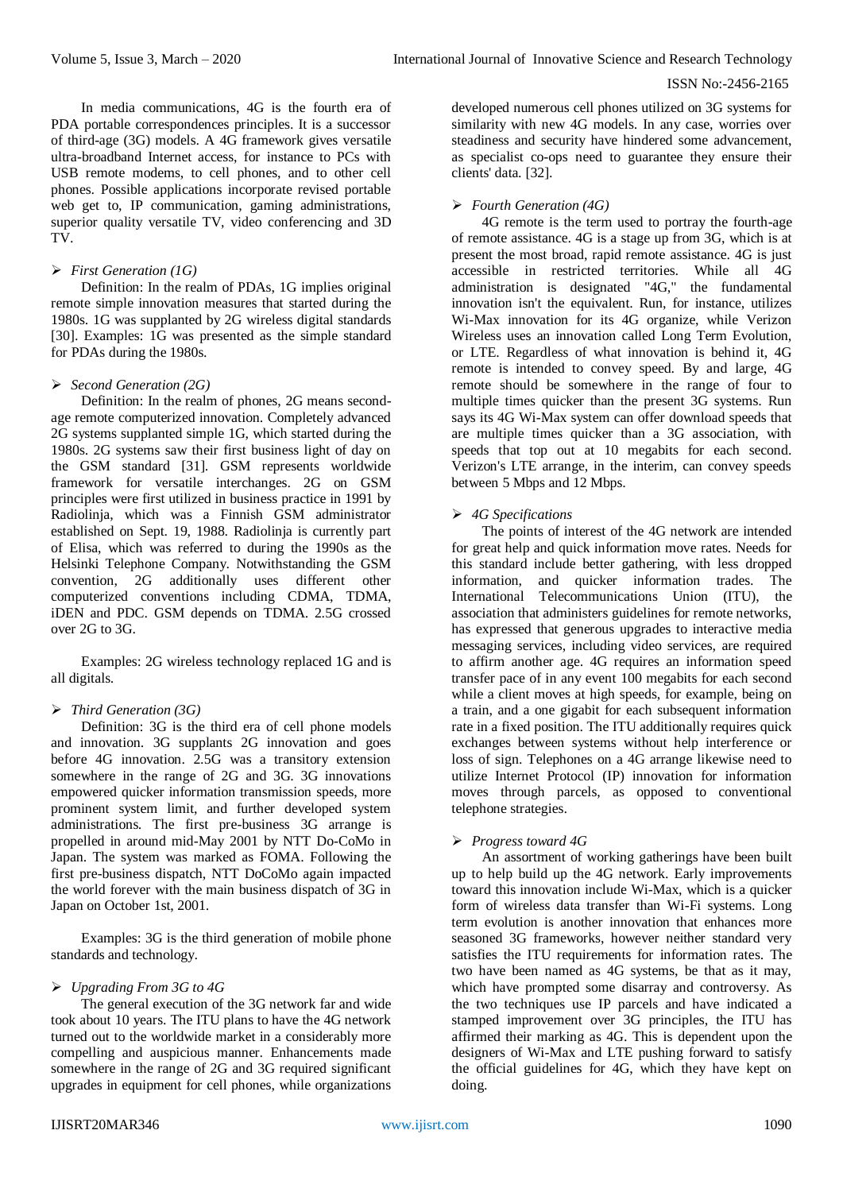In media communications, 4G is the fourth era of PDA portable correspondences principles. It is a successor of third-age (3G) models. A 4G framework gives versatile ultra-broadband Internet access, for instance to PCs with USB remote modems, to cell phones, and to other cell phones. Possible applications incorporate revised portable web get to, IP communication, gaming administrations, superior quality versatile TV, video conferencing and 3D TV.

### ➢ *First Generation (1G)*

Definition: In the realm of PDAs, 1G implies original remote simple innovation measures that started during the 1980s. 1G was supplanted by 2G wireless digital standards [30]. Examples: 1G was presented as the simple standard for PDAs during the 1980s.

### ➢ *Second Generation (2G)*

Definition: In the realm of phones, 2G means second-age remote computerized innovation. Completely advanced 2G systems supplanted simple 1G, which started during the 1980s. 2G systems saw their first business light of day on the GSM standard [31]. GSM represents worldwide framework for versatile interchanges. 2G on GSM principles were first utilized in business practice in 1991 by Radiolinja, which was a Finnish GSM administrator established on Sept. 19, 1988. Radiolinja is currently part of Elisa, which was referred to during the 1990s as the Helsinki Telephone Company. Notwithstanding the GSM convention, 2G additionally uses different other computerized conventions including CDMA, TDMA, iDEN and PDC. GSM depends on TDMA. 2.5G crossed over 2G to 3G.

Examples: 2G wireless technology replaced 1G and is all digitals.

### ➢ *Third Generation (3G)*

Definition: 3G is the third era of cell phone models and innovation. 3G supplants 2G innovation and goes before 4G innovation. 2.5G was a transitory extension somewhere in the range of 2G and 3G. 3G innovations empowered quicker information transmission speeds, more prominent system limit, and further developed system administrations. The first pre-business 3G arrange is propelled in around mid-May 2001 by NTT Do-CoMo in Japan. The system was marked as FOMA. Following the first pre-business dispatch, NTT DoCoMo again impacted the world forever with the main business dispatch of 3G in Japan on October 1st, 2001.

Examples: 3G is the third generation of mobile phone standards and technology.

### ➢ *Upgrading From 3G to 4G*

The general execution of the 3G network far and wide took about 10 years. The ITU plans to have the 4G network turned out to the worldwide market in a considerably more compelling and auspicious manner. Enhancements made somewhere in the range of 2G and 3G required significant upgrades in equipment for cell phones, while organizations developed numerous cell phones utilized on 3G systems for similarity with new 4G models. In any case, worries over steadiness and security have hindered some advancement, as specialist co-ops need to guarantee they ensure their clients' data. [32].

### ➢ *Fourth Generation (4G)*

4G remote is the term used to portray the fourth-age of remote assistance. 4G is a stage up from 3G, which is at present the most broad, rapid remote assistance. 4G is just accessible in restricted territories. While all 4G administration is designated "4G," the fundamental innovation isn't the equivalent. Run, for instance, utilizes Wi-Max innovation for its 4G organize, while Verizon Wireless uses an innovation called Long Term Evolution, or LTE. Regardless of what innovation is behind it, 4G remote is intended to convey speed. By and large, 4G remote should be somewhere in the range of four to multiple times quicker than the present 3G systems. Run says its 4G Wi-Max system can offer download speeds that are multiple times quicker than a 3G association, with speeds that top out at 10 megabits for each second. Verizon's LTE arrange, in the interim, can convey speeds between 5 Mbps and 12 Mbps.

### ➢ *4G Specifications*

The points of interest of the 4G network are intended for great help and quick information move rates. Needs for this standard include better gathering, with less dropped information, and quicker information trades. The International Telecommunications Union (ITU), the association that administers guidelines for remote networks, has expressed that generous upgrades to interactive media messaging services, including video services, are required to affirm another age. 4G requires an information speed transfer pace of in any event 100 megabits for each second while a client moves at high speeds, for example, being on a train, and a one gigabit for each subsequent information rate in a fixed position. The ITU additionally requires quick exchanges between systems without help interference or loss of sign. Telephones on a 4G arrange likewise need to utilize Internet Protocol (IP) innovation for information moves through parcels, as opposed to conventional telephone strategies.

### ➢ *Progress toward 4G*

An assortment of working gatherings have been built up to help build up the 4G network. Early improvements toward this innovation include Wi-Max, which is a quicker form of wireless data transfer than Wi-Fi systems. Long term evolution is another innovation that enhances more seasoned 3G frameworks, however neither standard very satisfies the ITU requirements for information rates. The two have been named as 4G systems, be that as it may, which have prompted some disarray and controversy. As the two techniques use IP parcels and have indicated a stamped improvement over 3G principles, the ITU has affirmed their marking as 4G. This is dependent upon the designers of Wi-Max and LTE pushing forward to satisfy the official guidelines for 4G, which they have kept on doing.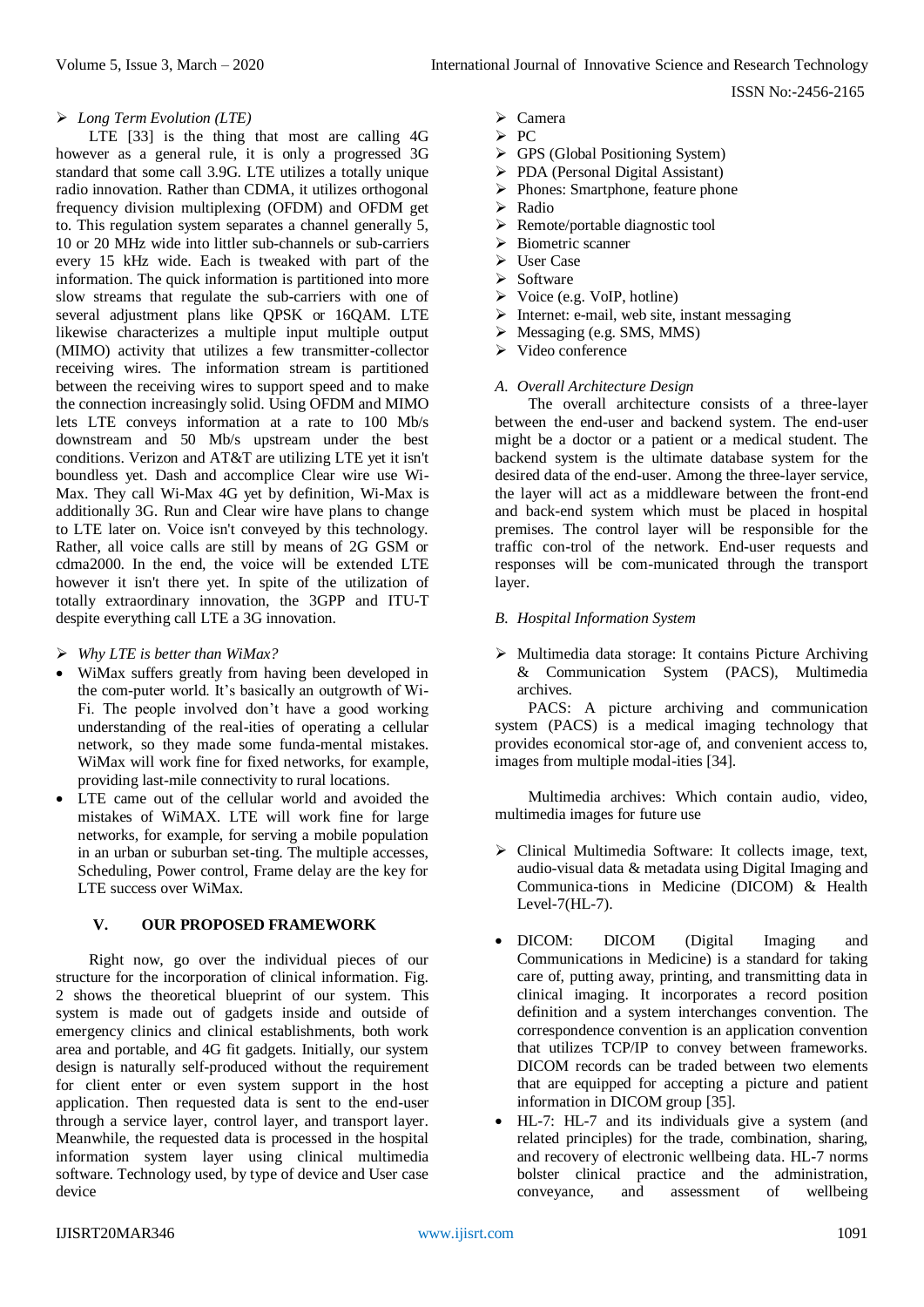➢ *Long Term Evolution (LTE)*

LTE [33] is the thing that most are calling 4G however as a general rule, it is only a progressed 3G standard that some call 3.9G. LTE utilizes a totally unique radio innovation. Rather than CDMA, it utilizes orthogonal frequency division multiplexing (OFDM) and OFDM get to. This regulation system separates a channel generally 5, 10 or 20 MHz wide into littler sub-channels or sub-carriers every 15 kHz wide. Each is tweaked with part of the information. The quick information is partitioned into more slow streams that regulate the sub-carriers with one of several adjustment plans like QPSK or 16QAM. LTE likewise characterizes a multiple input multiple output (MIMO) activity that utilizes a few transmitter-collector receiving wires. The information stream is partitioned between the receiving wires to support speed and to make the connection increasingly solid. Using OFDM and MIMO lets LTE conveys information at a rate to 100 Mb/s downstream and 50 Mb/s upstream under the best conditions. Verizon and AT&T are utilizing LTE yet it isn't boundless yet. Dash and accomplice Clear wire use Wi-Max. They call Wi-Max 4G yet by definition, Wi-Max is additionally 3G. Run and Clear wire have plans to change to LTE later on. Voice isn't conveyed by this technology. Rather, all voice calls are still by means of 2G GSM or cdma2000. In the end, the voice will be extended LTE however it isn't there yet. In spite of the utilization of totally extraordinary innovation, the 3GPP and ITU-T despite everything call LTE a 3G innovation.

➢ *Why LTE is better than WiMax?*

- WiMax suffers greatly from having been developed in the com-puter world. It's basically an outgrowth of Wi-Fi. The people involved don't have a good working understanding of the real-ities of operating a cellular network, so they made some funda-mental mistakes. WiMax will work fine for fixed networks, for example, providing last-mile connectivity to rural locations.
- LTE came out of the cellular world and avoided the mistakes of WiMAX. LTE will work fine for large networks, for example, for serving a mobile population in an urban or suburban set-ting. The mobile accesses, Scheduling, Power control, Frame delay are the key for LTE success over WiMax.

## V. OUR PROPOSED FRAMEWORK

Right now, go over the individual pieces of our structure for the incorporation of clinical information. Fig. 2 shows the theoretical blueprint of our system. This system is made out of gadgets inside and outside of emergency clinics and clinical establishments, both work area and portable, and 4G fit gadgets. Initially, our system design is naturally self-produced without the requirement for client enter or even system support in the host application. Then requested data is sent to the end-user through a service layer, control layer, and transport layer. Meanwhile, the requested data is processed in the hospital information system layer using clinical multimedia software. Technology used, by type of device and User case device

➢ Camera
➢ PC
➢ GPS (Global Positioning System)
➢ PDA (Personal Digital Assistant)
➢ Phones: Smartphone, feature phone
➢ Radio
➢ Remote/portable diagnostic tool
➢ Biometric scanner
➢ User Case
➢ Software
➢ Voice (e.g. VoIP, hotline)
➢ Internet: e-mail, web site, instant messaging
➢ Messaging (e.g. SMS, MMS)
➢ Video conference

### *A. Overall Architecture Design*

The overall architecture consists of a three-layer between the end-user and backend system. The end-user might be a doctor or a patient or a medical student. The backend system is the ultimate database system for the desired data of the end-user. Among the three-layer service, the layer will act as a middleware between the front-end and back-end system which must be placed in hospital premises. The control layer will be responsible for the traffic con-trol of the network. End-user requests and responses will be com-municated through the transport layer.

### *B. Hospital Information System*

➢ Multimedia data storage: It contains Picture Archiving & Communication System (PACS), Multimedia archives.

PACS: A picture archiving and communication system (PACS) is a medical imaging technology that provides economical stor-age of, and convenient access to, images from multiple modal-ities [34].

Multimedia archives: Which contain audio, video, multimedia images for future use

➢ Clinical Multimedia Software: It collects image, text, audio-visual data & metadata using Digital Imaging and Communica-tions in Medicine (DICOM) & Health Level-7(HL-7).

- DICOM: DICOM (Digital Imaging and Communications in Medicine) is a standard for taking care of, putting away, printing, and transmitting data in clinical imaging. It incorporates a record position definition and a system interchanges convention. The correspondence convention is an application convention that utilizes TCP/IP to convey between frameworks. DICOM records can be traded between two elements that are equipped for accepting a picture and patient information in DICOM group [35].
- HL-7: HL-7 and its individuals give a system (and related principles) for the trade, combination, sharing, and recovery of electronic wellbeing data. HL-7 norms bolster clinical practice and the administration, conveyance, and assessment of wellbeing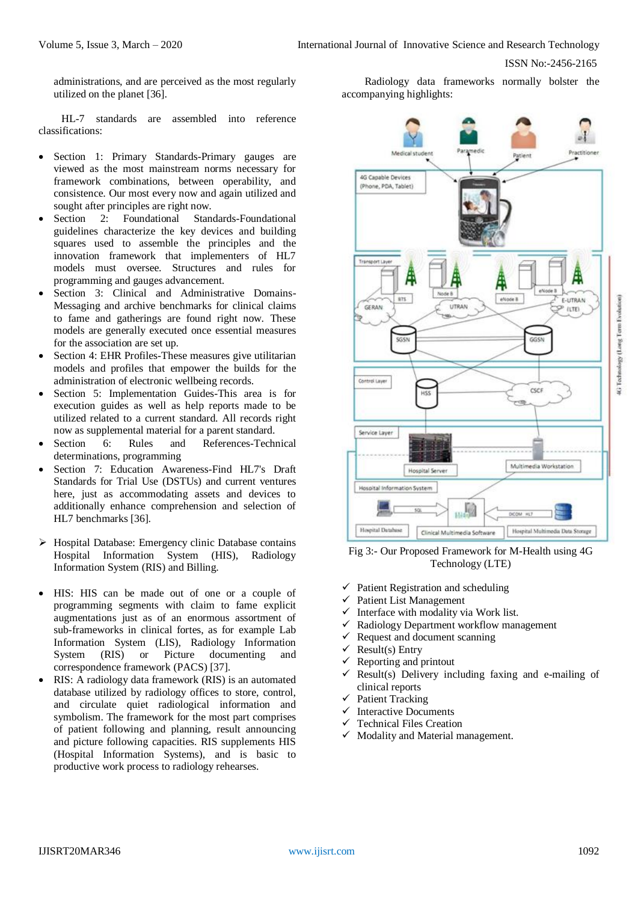administrations, and are perceived as the most regularly utilized on the planet [36].

HL-7 standards are assembled into reference classifications:

- Section 1: Primary Standards-Primary gauges are viewed as the most mainstream norms necessary for framework combinations, between operability, and consistence. Our most every now and again utilized and sought after principles are right now.
- Section 2: Foundational Standards-Foundational guidelines characterize the key devices and building squares used to assemble the principles and the innovation framework that implementers of HL7 models must oversee. Structures and rules for programming and gauges advancement.
- Section 3: Clinical and Administrative Domains-Messaging and archive benchmarks for clinical claims to fame and gatherings are found right now. These models are generally executed once essential measures for the association are set up.
- Section 4: EHR Profiles-These measures give utilitarian models and profiles that empower the builds for the administration of electronic wellbeing records.
- Section 5: Implementation Guides-This area is for execution guides as well as help reports made to be utilized related to a current standard. All records right now as supplemental material for a parent standard.
- Section 6: Rules and References-Technical determinations, programming
- Section 7: Education Awareness-Find HL7's Draft Standards for Trial Use (DSTUs) and current ventures here, just as accommodating assets and devices to additionally enhance comprehension and selection of HL7 benchmarks [36].

➢ Hospital Database: Emergency clinic Database contains Hospital Information System (HIS), Radiology Information System (RIS) and Billing.

- HIS: HIS can be made out of one or a couple of programming segments with claim to fame explicit augmentations just as of an enormous assortment of sub-frameworks in clinical fortes, as for example Lab Information System (LIS), Radiology Information System (RIS) or Picture documenting and correspondence framework (PACS) [37].
- RIS: A radiology data framework (RIS) is an automated database utilized by radiology offices to store, control, and circulate quiet radiological information and symbolism. The framework for the most part comprises of patient following and planning, result announcing and picture following capacities. RIS supplements HIS (Hospital Information Systems), and is basic to productive work process to radiology rehearses.

Radiology data frameworks normally bolster the accompanying highlights:

Fig 3:- Our Proposed Framework for M-Health using 4G Technology (LTE)

- ✓ Patient Registration and scheduling
- ✓ Patient List Management
- ✓ Interface with modality via Work list.
- ✓ Radiology Department workflow management
- ✓ Request and document scanning
- ✓ Result(s) Entry
- ✓ Reporting and printout
- ✓ Result(s) Delivery including faxing and e-mailing of clinical reports
- ✓ Patient Tracking
- ✓ Interactive Documents
- ✓ Technical Files Creation
- ✓ Modality and Material management.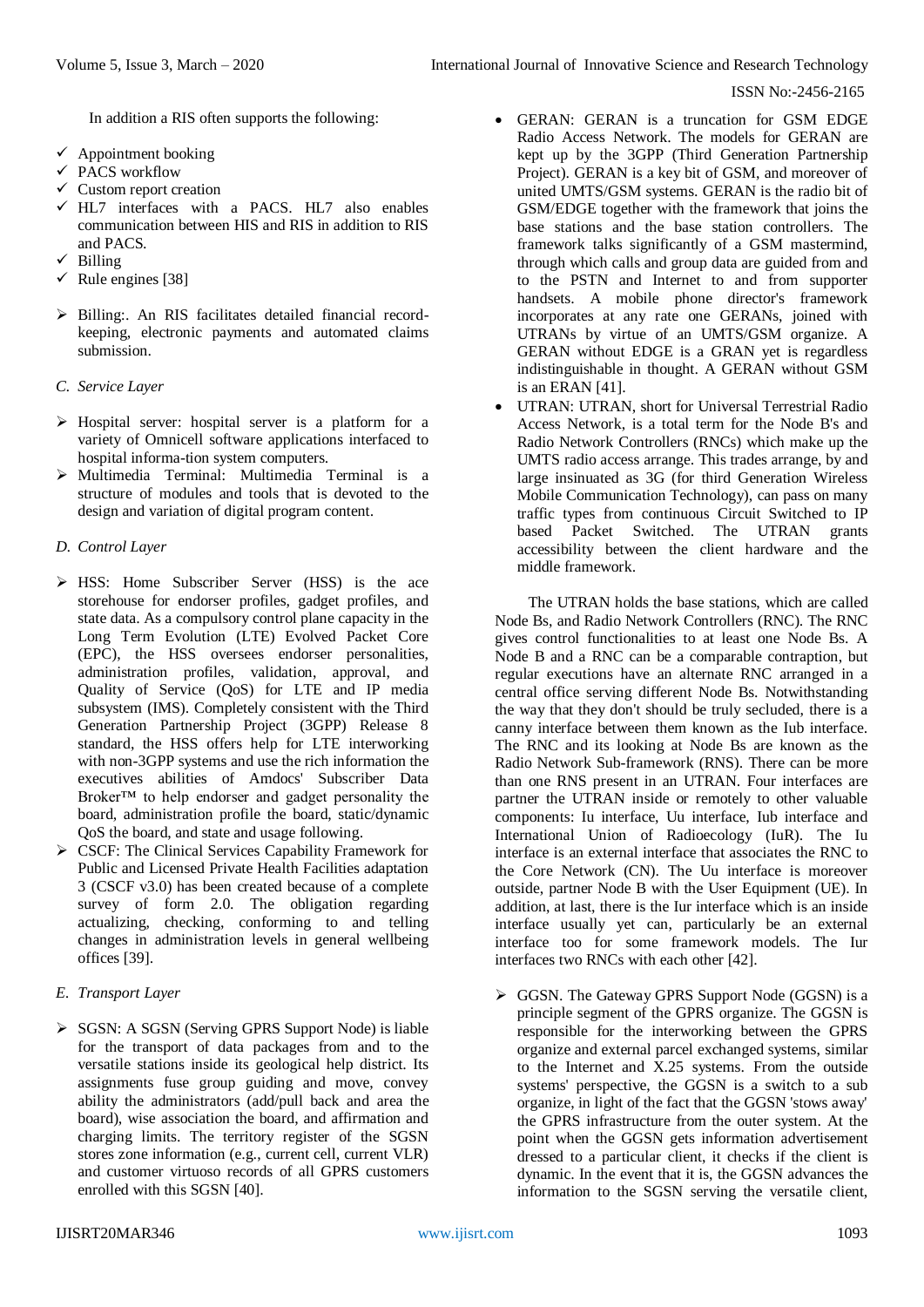In addition a RIS often supports the following:

- ✓ Appointment booking
- ✓ PACS workflow
- ✓ Custom report creation
- ✓ HL7 interfaces with a PACS. HL7 also enables communication between HIS and RIS in addition to RIS and PACS.
- ✓ Billing
- ✓ Rule engines [38]

- ➢ Billing:. An RIS facilitates detailed financial record-keeping, electronic payments and automated claims submission.

### C. Service Layer

- ➢ Hospital server: hospital server is a platform for a variety of Omnicell software applications interfaced to hospital informa-tion system computers.
- ➢ Multimedia Terminal: Multimedia Terminal is a structure of modules and tools that is devoted to the design and variation of digital program content.

### D. Control Layer

- ➢ HSS: Home Subscriber Server (HSS) is the ace storehouse for endorser profiles, gadget profiles, and state data. As a compulsory control plane capacity in the Long Term Evolution (LTE) Evolved Packet Core (EPC), the HSS oversees endorser personalities, administration profiles, validation, approval, and Quality of Service (QoS) for LTE and IP media subsystem (IMS). Completely consistent with the Third Generation Partnership Project (3GPP) Release 8 standard, the HSS offers help for LTE interworking with non-3GPP systems and use the rich information the executives abilities of Amdocs' Subscriber Data Broker™ to help endorser and gadget personality the board, administration profile the board, static/dynamic QoS the board, and state and usage following.
- ➢ CSCF: The Clinical Services Capability Framework for Public and Licensed Private Health Facilities adaptation 3 (CSCF v3.0) has been created because of a complete survey of form 2.0. The obligation regarding actualizing, checking, conforming to and telling changes in administration levels in general wellbeing offices [39].

### E. Transport Layer

- ➢ SGSN: A SGSN (Serving GPRS Support Node) is liable for the transport of data packages from and to the versatile stations inside its geological help district. Its assignments fuse group guiding and move, convey ability the administrators (add/pull back and area the board), wise association the board, and affirmation and charging limits. The territory register of the SGSN stores zone information (e.g., current cell, current VLR) and customer virtuoso records of all GPRS customers enrolled with this SGSN [40].

- GERAN: GERAN is a truncation for GSM EDGE Radio Access Network. The models for GERAN are kept up by the 3GPP (Third Generation Partnership Project). GERAN is a key bit of GSM, and moreover of united UMTS/GSM systems. GERAN is the radio bit of GSM/EDGE together with the framework that joins the base stations and the base station controllers. The framework talks significantly of a GSM mastermind, through which calls and group data are guided from and to the PSTN and Internet to and from supporter handsets. A mobile phone director's framework incorporates at any rate one GERANs, joined with UTRANs by virtue of an UMTS/GSM organize. A GERAN without EDGE is a GRAN yet is regardless indistinguishable in thought. A GERAN without GSM is an ERAN [41].
- UTRAN: UTRAN, short for Universal Terrestrial Radio Access Network, is a total term for the Node B's and Radio Network Controllers (RNCs) which make up the UMTS radio access arrange. This trades arrange, by and large insinuated as 3G (for third Generation Wireless Mobile Communication Technology), can pass on many traffic types from continuous Circuit Switched to IP based Packet Switched. The UTRAN grants accessibility between the client hardware and the middle framework.

The UTRAN holds the base stations, which are called Node Bs, and Radio Network Controllers (RNC). The RNC gives control functionalities to at least one Node Bs. A Node B and a RNC can be a comparable contraption, but regular executions have an alternate RNC arranged in a central office serving different Node Bs. Notwithstanding the way that they don't should be truly secluded, there is a canny interface between them known as the Iub interface. The RNC and its looking at Node Bs are known as the Radio Network Sub-framework (RNS). There can be more than one RNS present in an UTRAN. Four interfaces are partner the UTRAN inside or remotely to other valuable components: Iu interface, Uu interface, Iub interface and International Union of Radioecology (IuR). The Iu interface is an external interface that associates the RNC to the Core Network (CN). The Uu interface is moreover outside, partner Node B with the User Equipment (UE). In addition, at last, there is the Iur interface which is an inside interface usually yet can, particularly be an external interface too for some framework models. The Iur interfaces two RNCs with each other [42].

- ➢ GGSN. The Gateway GPRS Support Node (GGSN) is a principle segment of the GPRS organize. The GGSN is responsible for the interworking between the GPRS organize and external parcel exchanged systems, similar to the Internet and X.25 systems. From the outside systems' perspective, the GGSN is a switch to a sub organize, in light of the fact that the GGSN 'stows away' the GPRS infrastructure from the outer system. At the point when the GGSN gets information advertisement dressed to a particular client, it checks if the client is dynamic. In the event that it is, the GGSN advances the information to the SGSN serving the versatile client,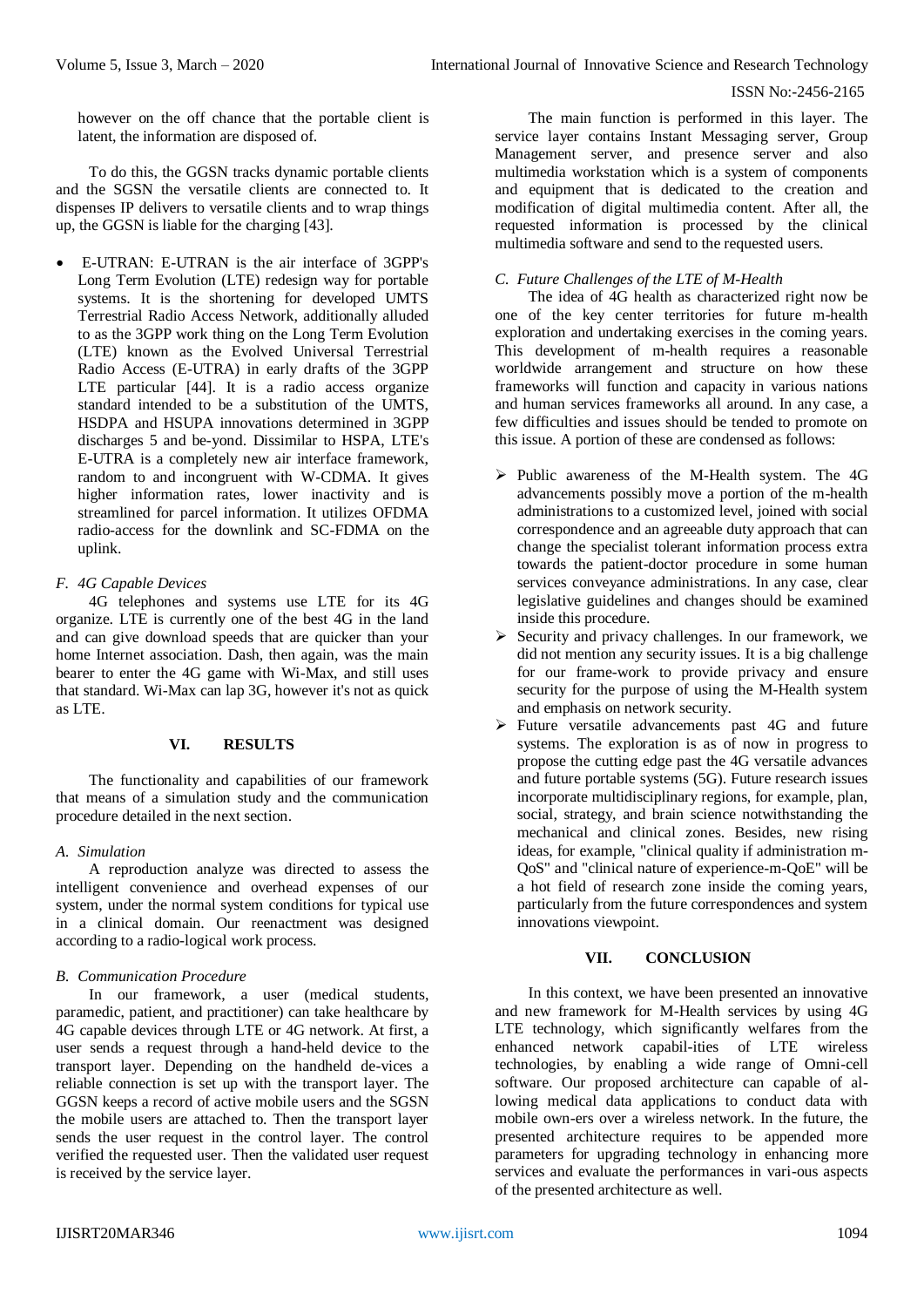however on the off chance that the portable client is latent, the information are disposed of.

To do this, the GGSN tracks dynamic portable clients and the SGSN the versatile clients are connected to. It dispenses IP delivers to versatile clients and to wrap things up, the GGSN is liable for the charging [43].

- E-UTRAN: E-UTRAN is the air interface of 3GPP's Long Term Evolution (LTE) redesign way for portable systems. It is the shortening for developed UMTS Terrestrial Radio Access Network, additionally alluded to as the 3GPP work thing on the Long Term Evolution (LTE) known as the Evolved Universal Terrestrial Radio Access (E-UTRA) in early drafts of the 3GPP LTE particular [44]. It is a radio access organize standard intended to be a substitution of the UMTS, HSDPA and HSUPA innovations determined in 3GPP discharges 5 and be-yond. Dissimilar to HSPA, LTE's E-UTRA is a completely new air interface framework, random to and incongruent with W-CDMA. It gives higher information rates, lower inactivity and is streamlined for parcel information. It utilizes OFDMA radio-access for the downlink and SC-FDMA on the uplink.

### *F. 4G Capable Devices*

4G telephones and systems use LTE for its 4G organize. LTE is currently one of the best 4G in the land and can give download speeds that are quicker than your home Internet association. Dash, then again, was the main bearer to enter the 4G game with Wi-Max, and still uses that standard. Wi-Max can lap 3G, however it's not as quick as LTE.

## VI. RESULTS

The functionality and capabilities of our framework that means of a simulation study and the communication procedure detailed in the next section.

### *A. Simulation*

A reproduction analyze was directed to assess the intelligent convenience and overhead expenses of our system, under the normal system conditions for typical use in a clinical domain. Our reenactment was designed according to a radio-logical work process.

### *B. Communication Procedure*

In our framework, a user (medical students, paramedic, patient, and practitioner) can take healthcare by 4G capable devices through LTE or 4G network. At first, a user sends a request through a hand-held device to the transport layer. Depending on the handheld de-vices a reliable connection is set up with the transport layer. The GGSN keeps a record of active mobile users and the SGSN the mobile users are attached to. Then the transport layer sends the user request in the control layer. The control verified the requested user. Then the validated user request is received by the service layer.

The main function is performed in this layer. The service layer contains Instant Messaging server, Group Management server, and presence server and also multimedia workstation which is a system of components and equipment that is dedicated to the creation and modification of digital multimedia content. After all, the requested information is processed by the clinical multimedia software and send to the requested users.

### *C. Future Challenges of the LTE of M-Health*

The idea of 4G health as characterized right now be one of the key center territories for future m-health exploration and undertaking exercises in the coming years. This development of m-health requires a reasonable worldwide arrangement and structure on how these frameworks will function and capacity in various nations and human services frameworks all around. In any case, a few difficulties and issues should be tended to promote on this issue. A portion of these are condensed as follows:

- Public awareness of the M-Health system. The 4G advancements possibly move a portion of the m-health administrations to a customized level, joined with social correspondence and an agreeable duty approach that can change the specialist tolerant information process extra towards the patient-doctor procedure in some human services conveyance administrations. In any case, clear legislative guidelines and changes should be examined inside this procedure.
- Security and privacy challenges. In our framework, we did not mention any security issues. It is a big challenge for our frame-work to provide privacy and ensure security for the purpose of using the M-Health system and emphasis on network security.
- Future versatile advancements past 4G and future systems. The exploration is as of now in progress to propose the cutting edge past the 4G versatile advances and future portable systems (5G). Future research issues incorporate multidisciplinary regions, for example, plan, social, strategy, and brain science notwithstanding the mechanical and clinical zones. Besides, new rising ideas, for example, "clinical quality if administration m-QoS" and "clinical nature of experience-m-QoE" will be a hot field of research zone inside the coming years, particularly from the future correspondences and system innovations viewpoint.

## VII. CONCLUSION

In this context, we have been presented an innovative and new framework for M-Health services by using 4G LTE technology, which significantly welfares from the enhanced network capabil-ities of LTE wireless technologies, by enabling a wide range of Omni-cell software. Our proposed architecture can capable of al-lowing medical data applications to conduct data with mobile own-ers over a wireless network. In the future, the presented architecture requires to be appended more parameters for upgrading technology in enhancing more services and evaluate the performances in vari-ous aspects of the presented architecture as well.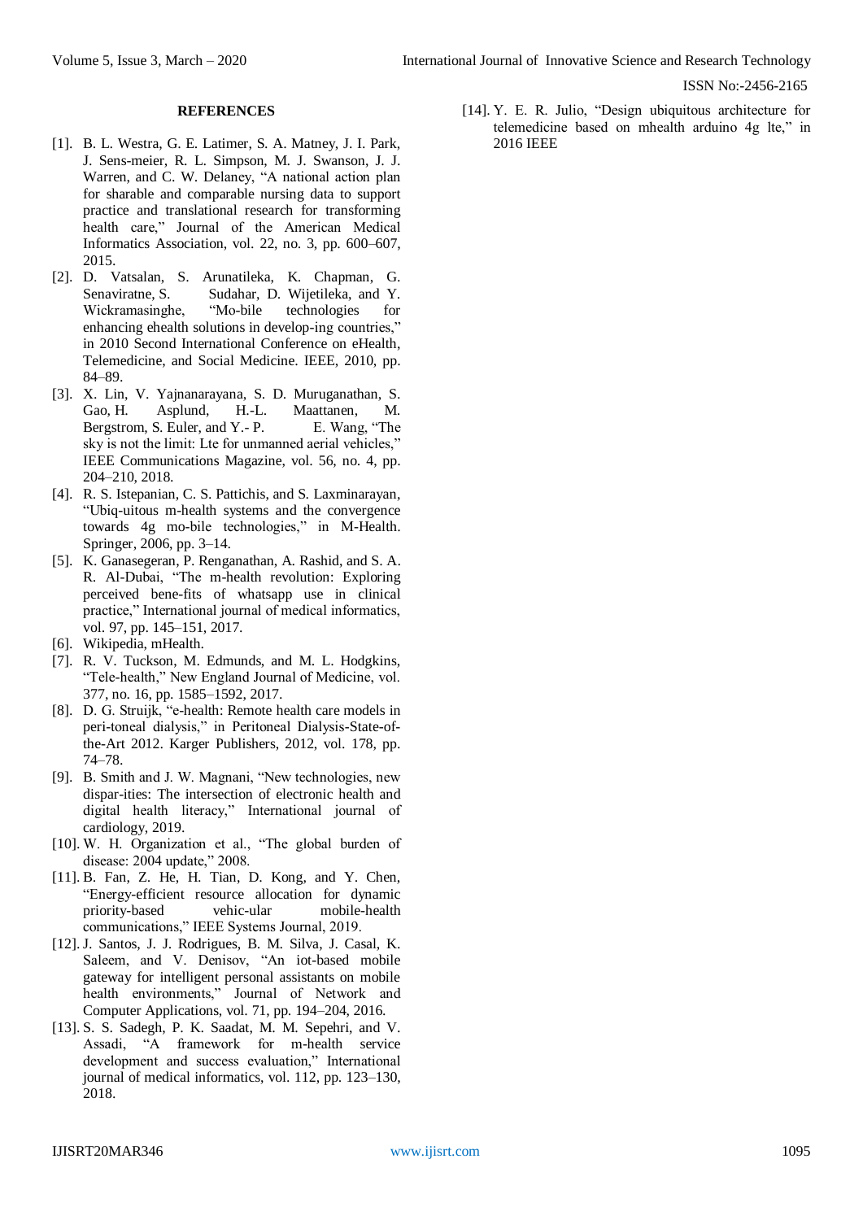## REFERENCES

[1]. B. L. Westra, G. E. Latimer, S. A. Matney, J. I. Park, J. Sens-meier, R. L. Simpson, M. J. Swanson, J. J. Warren, and C. W. Delaney, "A national action plan for sharable and comparable nursing data to support practice and translational research for transforming health care," Journal of the American Medical Informatics Association, vol. 22, no. 3, pp. 600–607, 2015.

[2]. D. Vatsalan, S. Arunatileka, K. Chapman, G. Senaviratne, S. Sudahar, D. Wijetileka, and Y. Wickramasinghe, "Mo-bile technologies for enhancing ehealth solutions in develop-ing countries," in 2010 Second International Conference on eHealth, Telemedicine, and Social Medicine. IEEE, 2010, pp. 84–89.

[3]. X. Lin, V. Yajnanarayana, S. D. Muruganathan, S. Gao, H. Asplund, H.-L. Maattanen, M. Bergstrom, S. Euler, and Y.- P. E. Wang, "The sky is not the limit: Lte for unmanned aerial vehicles," IEEE Communications Magazine, vol. 56, no. 4, pp. 204–210, 2018.

[4]. R. S. Istepanian, C. S. Pattichis, and S. Laxminarayan, "Ubiq-uitous m-health systems and the convergence towards 4g mo-bile technologies," in M-Health. Springer, 2006, pp. 3–14.

[5]. K. Ganasegeran, P. Renganathan, A. Rashid, and S. A. R. Al-Dubai, "The m-health revolution: Exploring perceived bene-fits of whatsapp use in clinical practice," International journal of medical informatics, vol. 97, pp. 145–151, 2017.

[6]. Wikipedia, mHealth.

[7]. R. V. Tuckson, M. Edmunds, and M. L. Hodgkins, "Tele-health," New England Journal of Medicine, vol. 377, no. 16, pp. 1585–1592, 2017.

[8]. D. G. Struijk, "e-health: Remote health care models in peri-toneal dialysis," in Peritoneal Dialysis-State-of-the-Art 2012. Karger Publishers, 2012, vol. 178, pp. 74–78.

[9]. B. Smith and J. W. Magnani, "New technologies, new dispar-ities: The intersection of electronic health and digital health literacy," International journal of cardiology, 2019.

[10]. W. H. Organization et al., "The global burden of disease: 2004 update," 2008.

[11]. B. Fan, Z. He, H. Tian, D. Kong, and Y. Chen, "Energy-efficient resource allocation for dynamic priority-based vehic-ular mobile-health communications," IEEE Systems Journal, 2019.

[12]. J. Santos, J. J. Rodrigues, B. M. Silva, J. Casal, K. Saleem, and V. Denisov, "An iot-based mobile gateway for intelligent personal assistants on mobile health environments," Journal of Network and Computer Applications, vol. 71, pp. 194–204, 2016.

[13]. S. S. Sadegh, P. K. Saadat, M. M. Sepehri, and V. Assadi, "A framework for m-health service development and success evaluation," International journal of medical informatics, vol. 112, pp. 123–130, 2018.

[14]. Y. E. R. Julio, "Design ubiquitous architecture for telemedicine based on mhealth arduino 4g lte," in 2016 IEEE